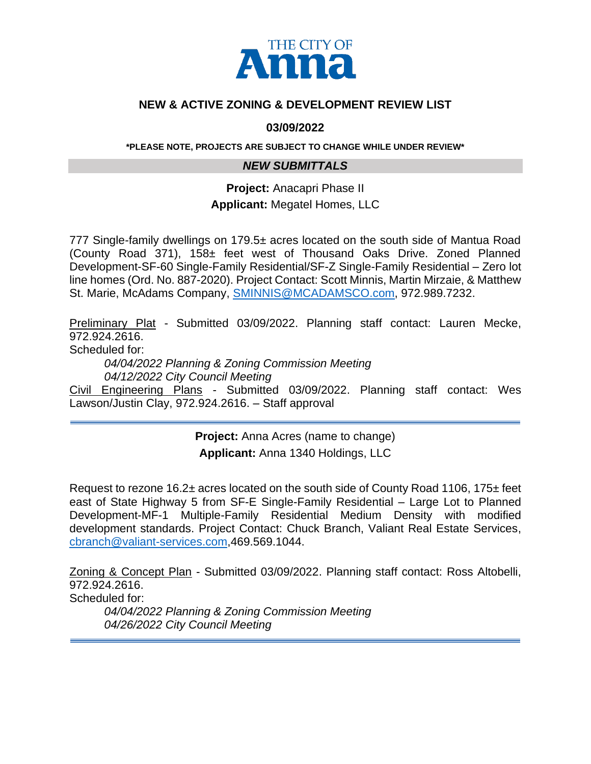THE CITY OF **Anna**

## NEW & ACTIVE ZONING & DEVELOPMENT REVIEW LIST

### 03/09/2022

**\*PLEASE NOTE, PROJECTS ARE SUBJECT TO CHANGE WHILE UNDER REVIEW\***

### *NEW SUBMITTALS*

**Project:** Anacapri Phase II
**Applicant:** Megatel Homes, LLC

777 Single-family dwellings on 179.5± acres located on the south side of Mantua Road (County Road 371), 158± feet west of Thousand Oaks Drive. Zoned Planned Development-SF-60 Single-Family Residential/SF-Z Single-Family Residential – Zero lot line homes (Ord. No. 887-2020). Project Contact: Scott Minnis, Martin Mirzaie, & Matthew St. Marie, McAdams Company, SMINNIS@MCADAMSCO.com, 972.989.7232.

<u>Preliminary Plat</u> - Submitted 03/09/2022. Planning staff contact: Lauren Mecke, 972.924.2616.
Scheduled for:
*04/04/2022 Planning & Zoning Commission Meeting*
*04/12/2022 City Council Meeting*
<u>Civil Engineering Plans</u> - Submitted 03/09/2022. Planning staff contact: Wes Lawson/Justin Clay, 972.924.2616. – Staff approval

---

**Project:** Anna Acres (name to change)
**Applicant:** Anna 1340 Holdings, LLC

Request to rezone 16.2± acres located on the south side of County Road 1106, 175± feet east of State Highway 5 from SF-E Single-Family Residential – Large Lot to Planned Development-MF-1 Multiple-Family Residential Medium Density with modified development standards. Project Contact: Chuck Branch, Valiant Real Estate Services, cbranch@valiant-services.com,469.569.1044.

<u>Zoning & Concept Plan</u> - Submitted 03/09/2022. Planning staff contact: Ross Altobelli, 972.924.2616.
Scheduled for:
*04/04/2022 Planning & Zoning Commission Meeting*
*04/26/2022 City Council Meeting*

---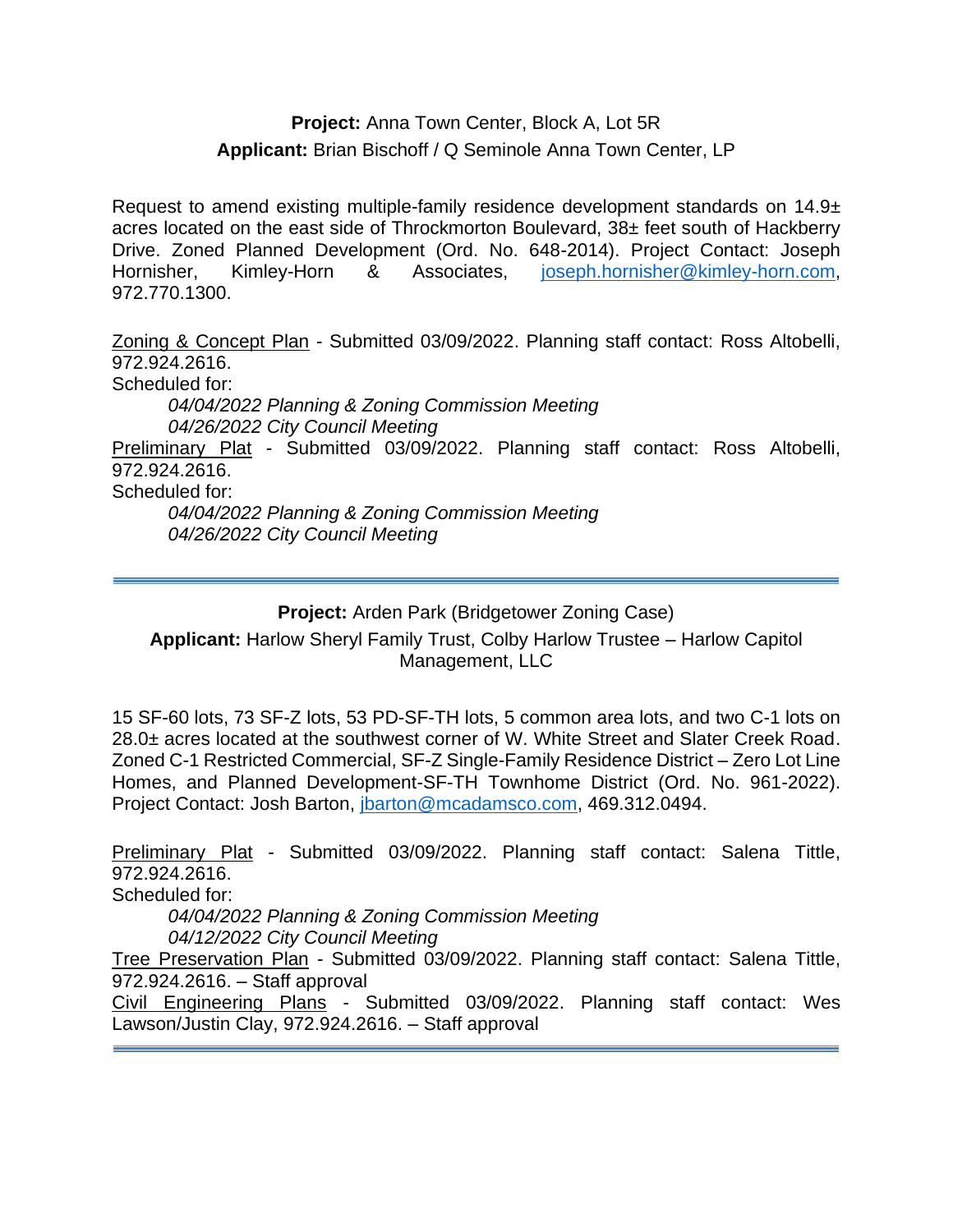**Project:** Anna Town Center, Block A, Lot 5R

**Applicant:** Brian Bischoff / Q Seminole Anna Town Center, LP

Request to amend existing multiple-family residence development standards on 14.9± acres located on the east side of Throckmorton Boulevard, 38± feet south of Hackberry Drive. Zoned Planned Development (Ord. No. 648-2014). Project Contact: Joseph Hornisher, Kimley-Horn & Associates, joseph.hornisher@kimley-horn.com, 972.770.1300.

<u>Zoning & Concept Plan</u> - Submitted 03/09/2022. Planning staff contact: Ross Altobelli, 972.924.2616.
Scheduled for:

*04/04/2022 Planning & Zoning Commission Meeting*
*04/26/2022 City Council Meeting*

<u>Preliminary Plat</u> - Submitted 03/09/2022. Planning staff contact: Ross Altobelli, 972.924.2616.
Scheduled for:

*04/04/2022 Planning & Zoning Commission Meeting*
*04/26/2022 City Council Meeting*

---

**Project:** Arden Park (Bridgetower Zoning Case)

**Applicant:** Harlow Sheryl Family Trust, Colby Harlow Trustee – Harlow Capitol Management, LLC

15 SF-60 lots, 73 SF-Z lots, 53 PD-SF-TH lots, 5 common area lots, and two C-1 lots on 28.0± acres located at the southwest corner of W. White Street and Slater Creek Road. Zoned C-1 Restricted Commercial, SF-Z Single-Family Residence District – Zero Lot Line Homes, and Planned Development-SF-TH Townhome District (Ord. No. 961-2022). Project Contact: Josh Barton, jbarton@mcadamsco.com, 469.312.0494.

<u>Preliminary Plat</u> - Submitted 03/09/2022. Planning staff contact: Salena Tittle, 972.924.2616.
Scheduled for:

*04/04/2022 Planning & Zoning Commission Meeting*
*04/12/2022 City Council Meeting*

<u>Tree Preservation Plan</u> - Submitted 03/09/2022. Planning staff contact: Salena Tittle, 972.924.2616. – Staff approval

<u>Civil Engineering Plans</u> - Submitted 03/09/2022. Planning staff contact: Wes Lawson/Justin Clay, 972.924.2616. – Staff approval

---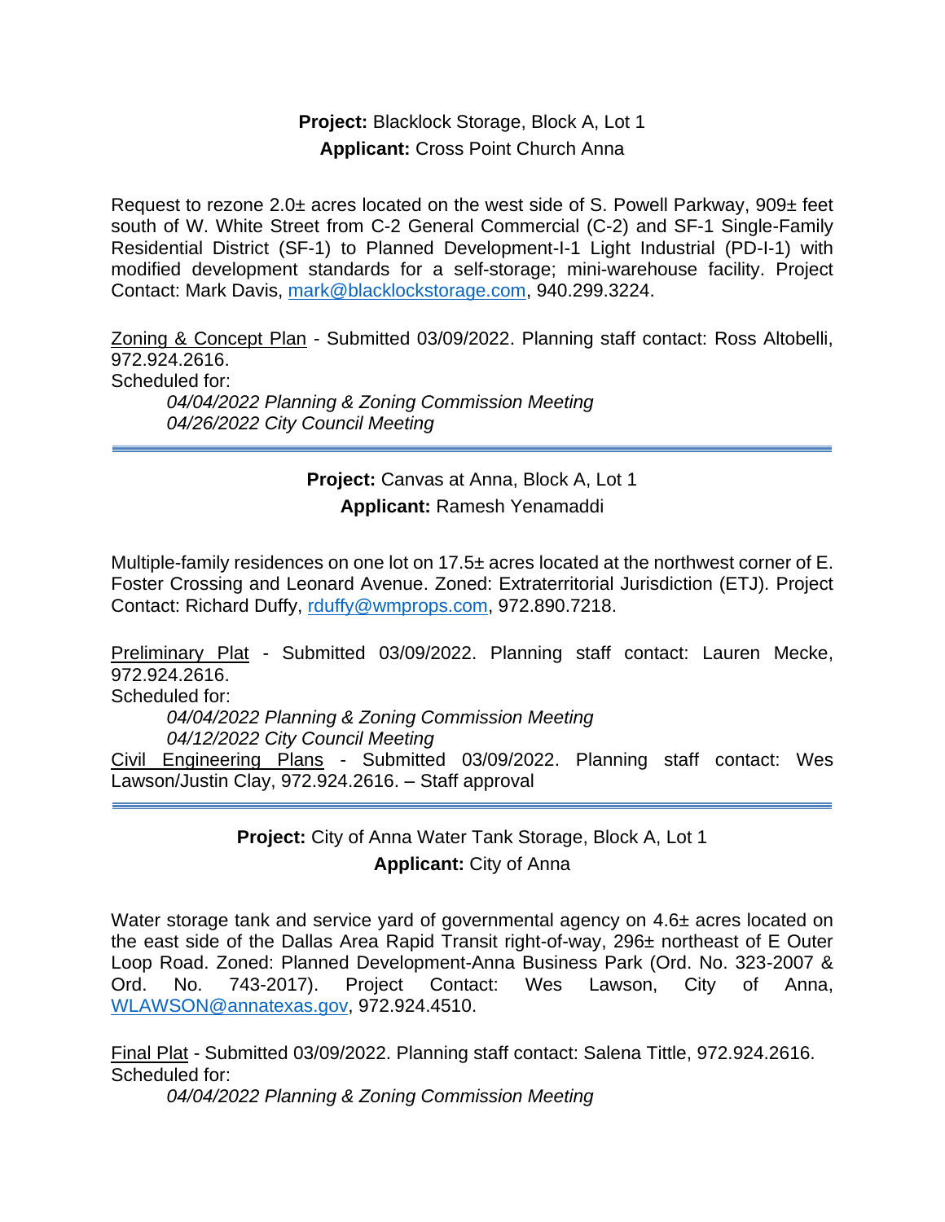**Project:** Blacklock Storage, Block A, Lot 1
**Applicant:** Cross Point Church Anna

Request to rezone 2.0± acres located on the west side of S. Powell Parkway, 909± feet south of W. White Street from C-2 General Commercial (C-2) and SF-1 Single-Family Residential District (SF-1) to Planned Development-I-1 Light Industrial (PD-I-1) with modified development standards for a self-storage; mini-warehouse facility. Project Contact: Mark Davis, mark@blacklockstorage.com, 940.299.3224.

Zoning & Concept Plan - Submitted 03/09/2022. Planning staff contact: Ross Altobelli, 972.924.2616.
Scheduled for:

*04/04/2022 Planning & Zoning Commission Meeting*
*04/26/2022 City Council Meeting*

---

**Project:** Canvas at Anna, Block A, Lot 1
**Applicant:** Ramesh Yenamaddi

Multiple-family residences on one lot on 17.5± acres located at the northwest corner of E. Foster Crossing and Leonard Avenue. Zoned: Extraterritorial Jurisdiction (ETJ). Project Contact: Richard Duffy, rduffy@wmprops.com, 972.890.7218.

Preliminary Plat - Submitted 03/09/2022. Planning staff contact: Lauren Mecke, 972.924.2616.
Scheduled for:

*04/04/2022 Planning & Zoning Commission Meeting*
*04/12/2022 City Council Meeting*

Civil Engineering Plans - Submitted 03/09/2022. Planning staff contact: Wes Lawson/Justin Clay, 972.924.2616. – Staff approval

---

**Project:** City of Anna Water Tank Storage, Block A, Lot 1
**Applicant:** City of Anna

Water storage tank and service yard of governmental agency on 4.6± acres located on the east side of the Dallas Area Rapid Transit right-of-way, 296± northeast of E Outer Loop Road. Zoned: Planned Development-Anna Business Park (Ord. No. 323-2007 & Ord. No. 743-2017). Project Contact: Wes Lawson, City of Anna, WLAWSON@annatexas.gov, 972.924.4510.

Final Plat - Submitted 03/09/2022. Planning staff contact: Salena Tittle, 972.924.2616.
Scheduled for:

*04/04/2022 Planning & Zoning Commission Meeting*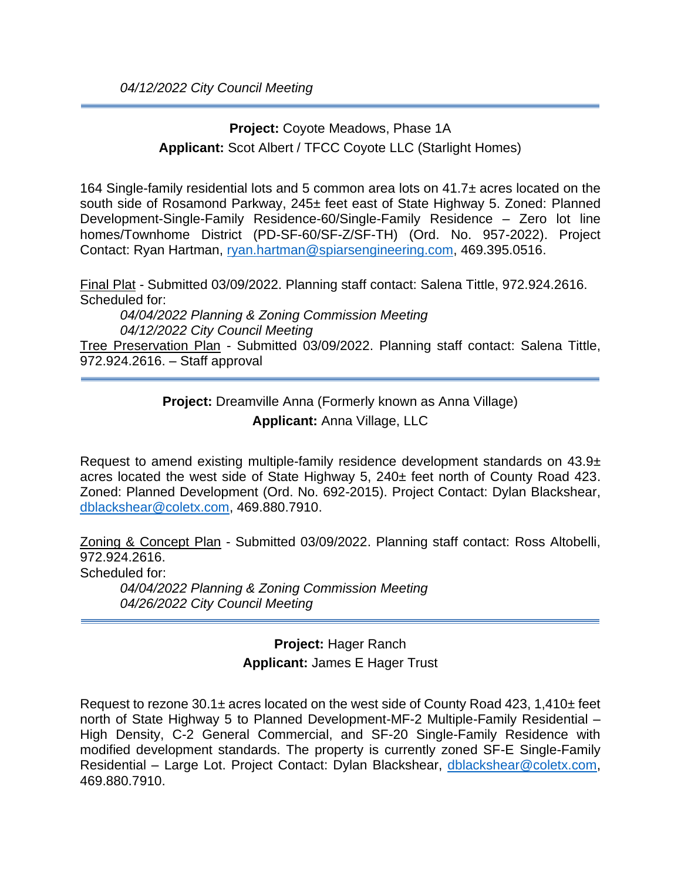*04/12/2022 City Council Meeting*

---

**Project:** Coyote Meadows, Phase 1A

**Applicant:** Scot Albert / TFCC Coyote LLC (Starlight Homes)

164 Single-family residential lots and 5 common area lots on 41.7± acres located on the south side of Rosamond Parkway, 245± feet east of State Highway 5. Zoned: Planned Development-Single-Family Residence-60/Single-Family Residence – Zero lot line homes/Townhome District (PD-SF-60/SF-Z/SF-TH) (Ord. No. 957-2022). Project Contact: Ryan Hartman, ryan.hartman@spiarsengineering.com, 469.395.0516.

Final Plat - Submitted 03/09/2022. Planning staff contact: Salena Tittle, 972.924.2616.
Scheduled for:

*04/04/2022 Planning & Zoning Commission Meeting*
*04/12/2022 City Council Meeting*

Tree Preservation Plan - Submitted 03/09/2022. Planning staff contact: Salena Tittle, 972.924.2616. – Staff approval

---

**Project:** Dreamville Anna (Formerly known as Anna Village)

**Applicant:** Anna Village, LLC

Request to amend existing multiple-family residence development standards on 43.9± acres located the west side of State Highway 5, 240± feet north of County Road 423. Zoned: Planned Development (Ord. No. 692-2015). Project Contact: Dylan Blackshear, dblackshear@coletx.com, 469.880.7910.

Zoning & Concept Plan - Submitted 03/09/2022. Planning staff contact: Ross Altobelli, 972.924.2616.
Scheduled for:

*04/04/2022 Planning & Zoning Commission Meeting*
*04/26/2022 City Council Meeting*

---

**Project:** Hager Ranch

**Applicant:** James E Hager Trust

Request to rezone 30.1± acres located on the west side of County Road 423, 1,410± feet north of State Highway 5 to Planned Development-MF-2 Multiple-Family Residential – High Density, C-2 General Commercial, and SF-20 Single-Family Residence with modified development standards. The property is currently zoned SF-E Single-Family Residential – Large Lot. Project Contact: Dylan Blackshear, dblackshear@coletx.com, 469.880.7910.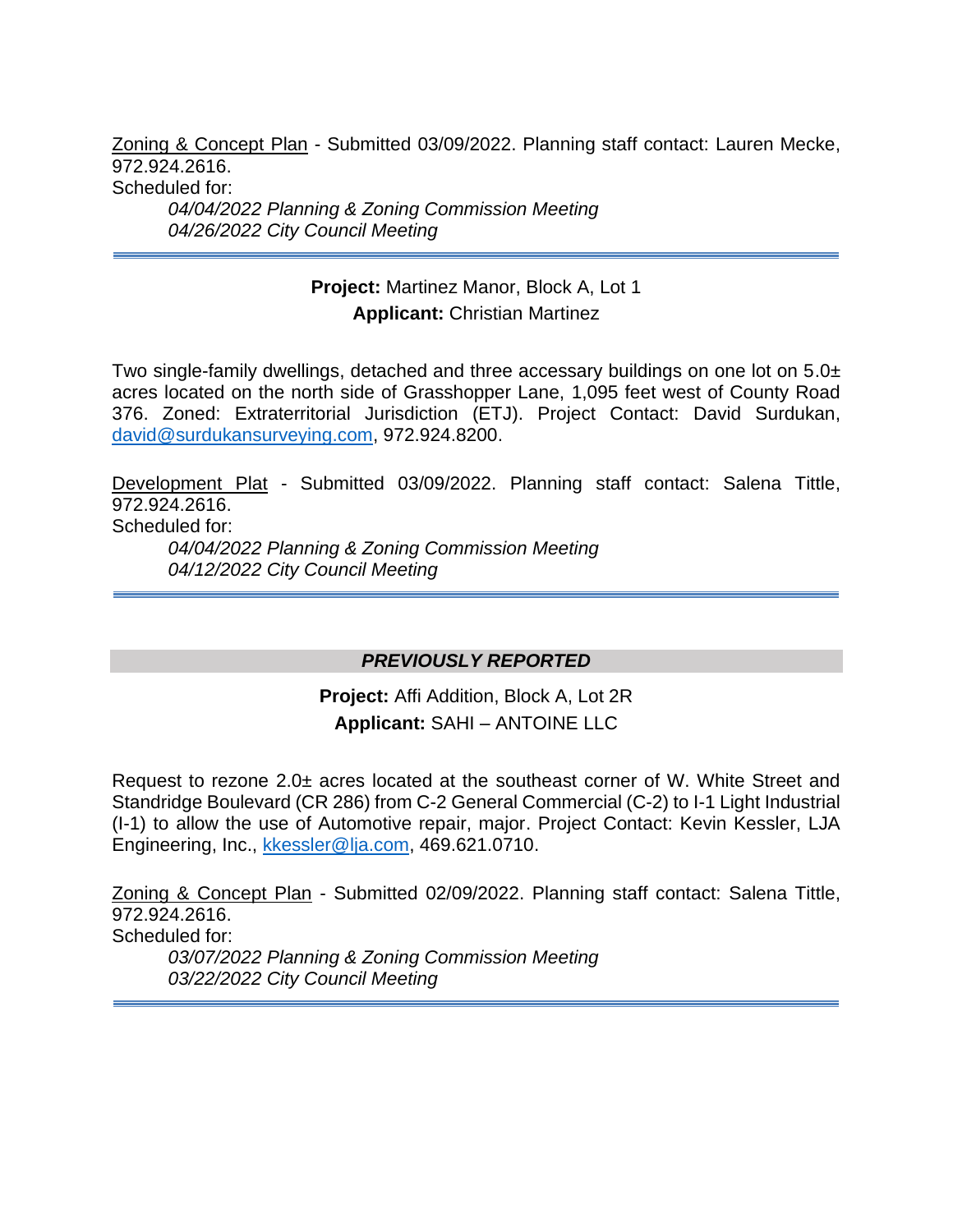Zoning & Concept Plan - Submitted 03/09/2022. Planning staff contact: Lauren Mecke, 972.924.2616.
Scheduled for:

*04/04/2022 Planning & Zoning Commission Meeting*
*04/26/2022 City Council Meeting*

---

**Project:** Martinez Manor, Block A, Lot 1
**Applicant:** Christian Martinez

Two single-family dwellings, detached and three accessory buildings on one lot on 5.0± acres located on the north side of Grasshopper Lane, 1,095 feet west of County Road 376. Zoned: Extraterritorial Jurisdiction (ETJ). Project Contact: David Surdukan, david@surdukansurveying.com, 972.924.8200.

Development Plat - Submitted 03/09/2022. Planning staff contact: Salena Tittle, 972.924.2616.
Scheduled for:

*04/04/2022 Planning & Zoning Commission Meeting*
*04/12/2022 City Council Meeting*

---

***PREVIOUSLY REPORTED***

**Project:** Affi Addition, Block A, Lot 2R
**Applicant:** SAHI – ANTOINE LLC

Request to rezone 2.0± acres located at the southeast corner of W. White Street and Standridge Boulevard (CR 286) from C-2 General Commercial (C-2) to I-1 Light Industrial (I-1) to allow the use of Automotive repair, major. Project Contact: Kevin Kessler, LJA Engineering, Inc., kkessler@lja.com, 469.621.0710.

Zoning & Concept Plan - Submitted 02/09/2022. Planning staff contact: Salena Tittle, 972.924.2616.
Scheduled for:

*03/07/2022 Planning & Zoning Commission Meeting*
*03/22/2022 City Council Meeting*

---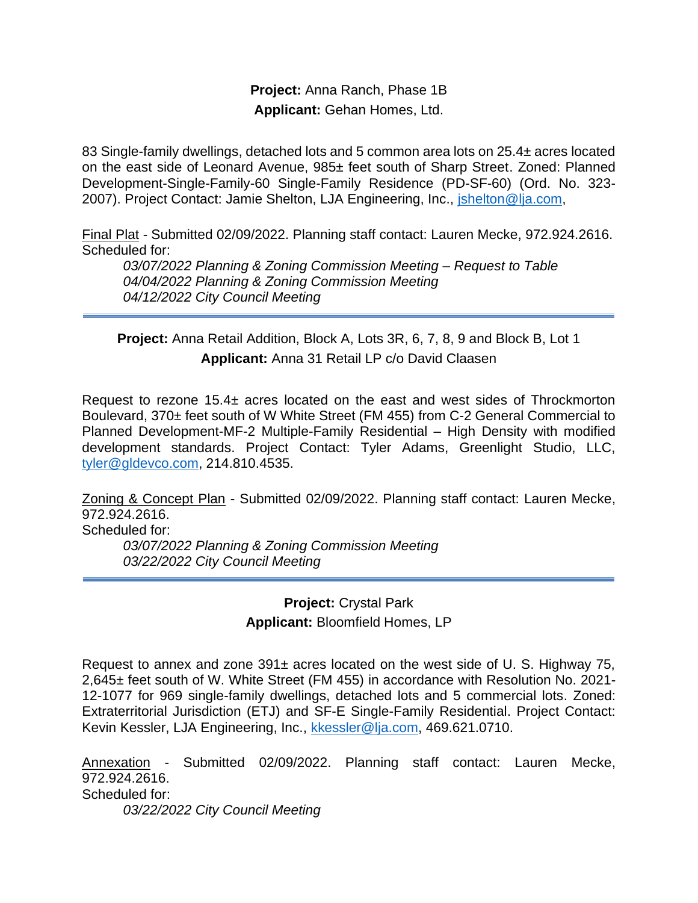**Project:** Anna Ranch, Phase 1B

**Applicant:** Gehan Homes, Ltd.

83 Single-family dwellings, detached lots and 5 common area lots on 25.4± acres located on the east side of Leonard Avenue, 985± feet south of Sharp Street. Zoned: Planned Development-Single-Family-60 Single-Family Residence (PD-SF-60) (Ord. No. 323-2007). Project Contact: Jamie Shelton, LJA Engineering, Inc., jshelton@lja.com,

Final Plat - Submitted 02/09/2022. Planning staff contact: Lauren Mecke, 972.924.2616. Scheduled for:

*03/07/2022 Planning & Zoning Commission Meeting – Request to Table*
*04/04/2022 Planning & Zoning Commission Meeting*
*04/12/2022 City Council Meeting*

---

**Project:** Anna Retail Addition, Block A, Lots 3R, 6, 7, 8, 9 and Block B, Lot 1

**Applicant:** Anna 31 Retail LP c/o David Claasen

Request to rezone 15.4± acres located on the east and west sides of Throckmorton Boulevard, 370± feet south of W White Street (FM 455) from C-2 General Commercial to Planned Development-MF-2 Multiple-Family Residential – High Density with modified development standards. Project Contact: Tyler Adams, Greenlight Studio, LLC, tyler@gldevco.com, 214.810.4535.

Zoning & Concept Plan - Submitted 02/09/2022. Planning staff contact: Lauren Mecke, 972.924.2616.
Scheduled for:

*03/07/2022 Planning & Zoning Commission Meeting*
*03/22/2022 City Council Meeting*

---

**Project:** Crystal Park

**Applicant:** Bloomfield Homes, LP

Request to annex and zone 391± acres located on the west side of U. S. Highway 75, 2,645± feet south of W. White Street (FM 455) in accordance with Resolution No. 2021-12-1077 for 969 single-family dwellings, detached lots and 5 commercial lots. Zoned: Extraterritorial Jurisdiction (ETJ) and SF-E Single-Family Residential. Project Contact: Kevin Kessler, LJA Engineering, Inc., kkessler@lja.com, 469.621.0710.

Annexation - Submitted 02/09/2022. Planning staff contact: Lauren Mecke, 972.924.2616.
Scheduled for:

*03/22/2022 City Council Meeting*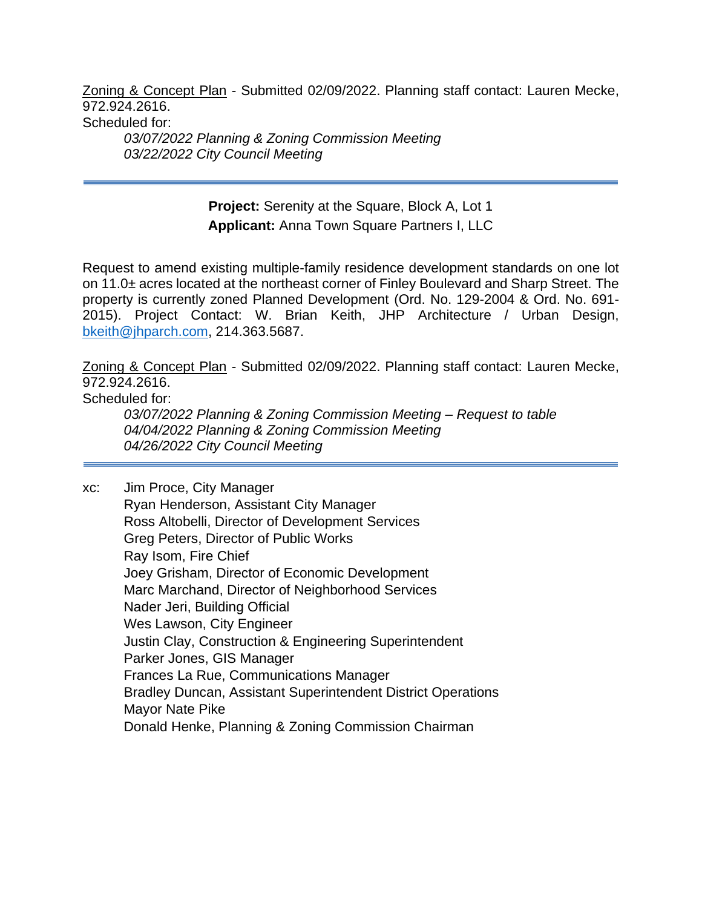Zoning & Concept Plan - Submitted 02/09/2022. Planning staff contact: Lauren Mecke, 972.924.2616.
Scheduled for:

*03/07/2022 Planning & Zoning Commission Meeting*
*03/22/2022 City Council Meeting*

---

**Project:** Serenity at the Square, Block A, Lot 1
**Applicant:** Anna Town Square Partners I, LLC

Request to amend existing multiple-family residence development standards on one lot on 11.0± acres located at the northeast corner of Finley Boulevard and Sharp Street. The property is currently zoned Planned Development (Ord. No. 129-2004 & Ord. No. 691-2015). Project Contact: W. Brian Keith, JHP Architecture / Urban Design, bkeith@jhparch.com, 214.363.5687.

Zoning & Concept Plan - Submitted 02/09/2022. Planning staff contact: Lauren Mecke, 972.924.2616.
Scheduled for:

*03/07/2022 Planning & Zoning Commission Meeting – Request to table*
*04/04/2022 Planning & Zoning Commission Meeting*
*04/26/2022 City Council Meeting*

---

xc: Jim Proce, City Manager
Ryan Henderson, Assistant City Manager
Ross Altobelli, Director of Development Services
Greg Peters, Director of Public Works
Ray Isom, Fire Chief
Joey Grisham, Director of Economic Development
Marc Marchand, Director of Neighborhood Services
Nader Jeri, Building Official
Wes Lawson, City Engineer
Justin Clay, Construction & Engineering Superintendent
Parker Jones, GIS Manager
Frances La Rue, Communications Manager
Bradley Duncan, Assistant Superintendent District Operations
Mayor Nate Pike
Donald Henke, Planning & Zoning Commission Chairman